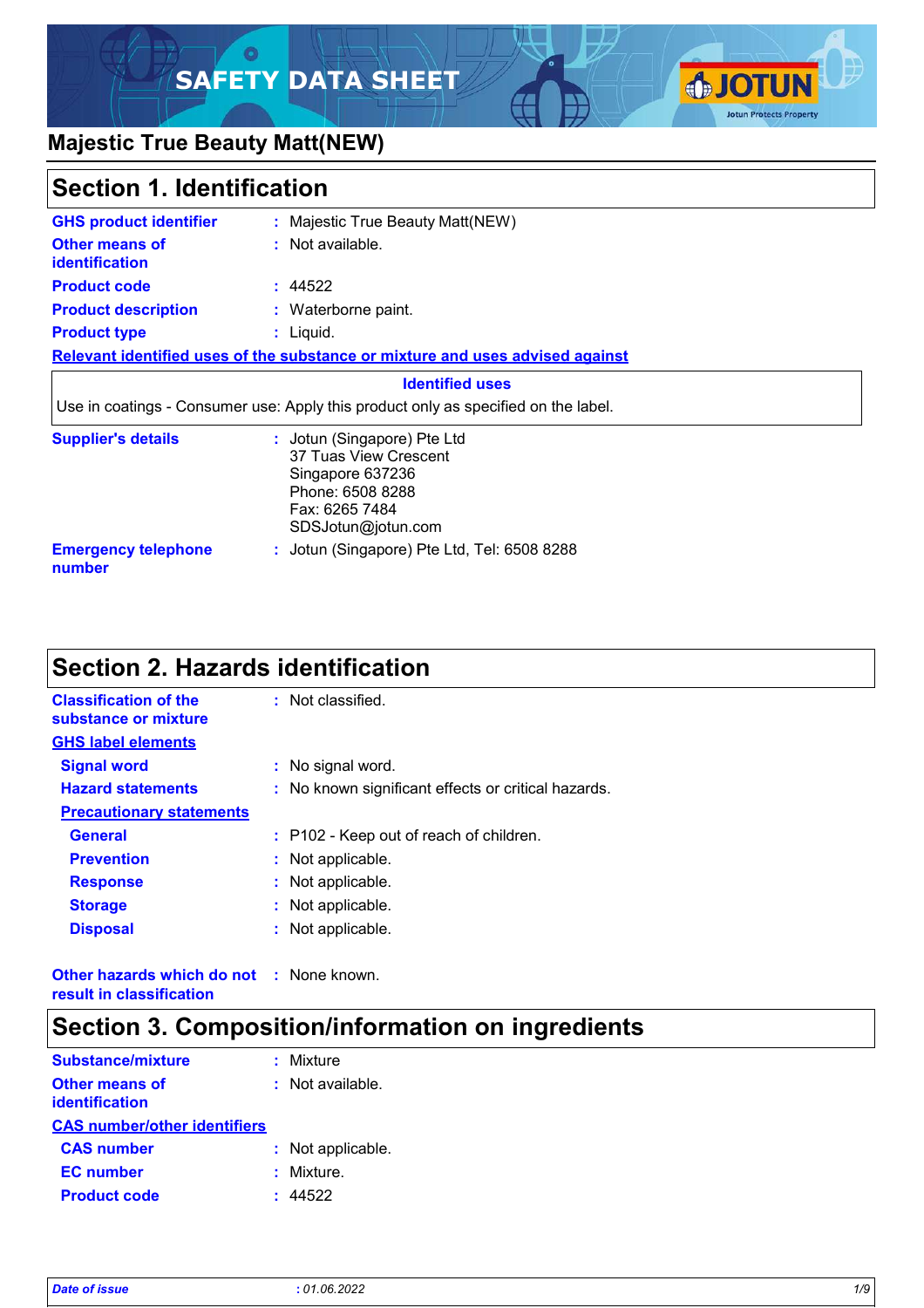# SAFETY DATA SHEET

## Majestic True Beauty Matt(NEW)

## Section 1. Identification

| | | |
|---|---|---|
| **GHS product identifier** | : | Majestic True Beauty Matt(NEW) |
| **Other means of identification** | : | Not available. |
| **Product code** | : | 44522 |
| **Product description** | : | Waterborne paint. |
| **Product type** | : | Liquid. |

**Relevant identified uses of the substance or mixture and uses advised against**

| Identified uses |
|---|
| Use in coatings - Consumer use: Apply this product only as specified on the label. |

| | | |
|---|---|---|
| **Supplier's details** | : | Jotun (Singapore) Pte Ltd<br>37 Tuas View Crescent<br>Singapore 637236<br>Phone: 6508 8288<br>Fax: 6265 7484<br>SDSJotun@jotun.com |
| **Emergency telephone number** | : | Jotun (Singapore) Pte Ltd, Tel: 6508 8288 |

## Section 2. Hazards identification

| | | |
|---|---|---|
| **Classification of the substance or mixture** | : | Not classified. |

**GHS label elements**

| | | |
|---|---|---|
| **Signal word** | : | No signal word. |
| **Hazard statements** | : | No known significant effects or critical hazards. |

**Precautionary statements**

| | | |
|---|---|---|
| **General** | : | P102 - Keep out of reach of children. |
| **Prevention** | : | Not applicable. |
| **Response** | : | Not applicable. |
| **Storage** | : | Not applicable. |
| **Disposal** | : | Not applicable. |

| | | |
|---|---|---|
| **Other hazards which do not result in classification** | : | None known. |

## Section 3. Composition/information on ingredients

| | | |
|---|---|---|
| **Substance/mixture** | : | Mixture |
| **Other means of identification** | : | Not available. |

**CAS number/other identifiers**

| | | |
|---|---|---|
| **CAS number** | : | Not applicable. |
| **EC number** | : | Mixture. |
| **Product code** | : | 44522 |

*Date of issue* : *01.06.2022*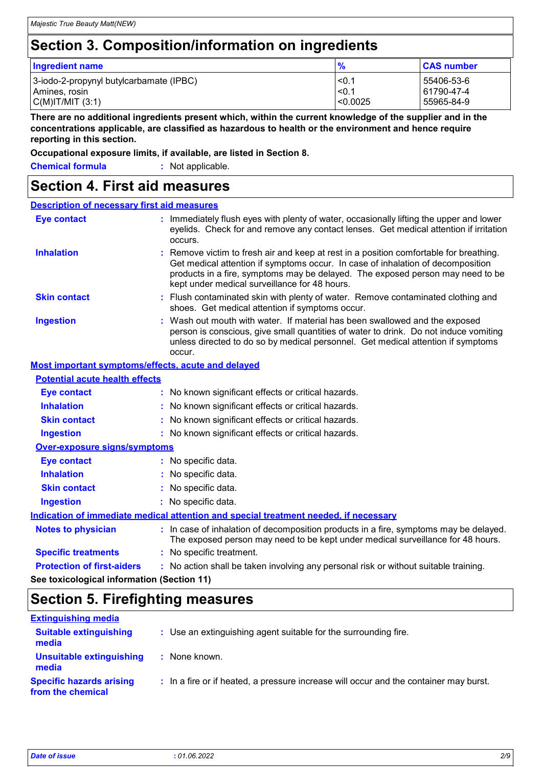## Section 3. Composition/information on ingredients

| Ingredient name | % | CAS number |
|---|---|---|
| 3-iodo-2-propynyl butylcarbamate (IPBC) | <0.1 | 55406-53-6 |
| Amines, rosin | <0.1 | 61790-47-4 |
| C(M)IT/MIT (3:1) | <0.0025 | 55965-84-9 |

**There are no additional ingredients present which, within the current knowledge of the supplier and in the concentrations applicable, are classified as hazardous to health or the environment and hence require reporting in this section.**

**Occupational exposure limits, if available, are listed in Section 8.**

**Chemical formula** : Not applicable.

## Section 4. First aid measures

### Description of necessary first aid measures

**Eye contact** : Immediately flush eyes with plenty of water, occasionally lifting the upper and lower eyelids. Check for and remove any contact lenses. Get medical attention if irritation occurs.

**Inhalation** : Remove victim to fresh air and keep at rest in a position comfortable for breathing. Get medical attention if symptoms occur. In case of inhalation of decomposition products in a fire, symptoms may be delayed. The exposed person may need to be kept under medical surveillance for 48 hours.

**Skin contact** : Flush contaminated skin with plenty of water. Remove contaminated clothing and shoes. Get medical attention if symptoms occur.

**Ingestion** : Wash out mouth with water. If material has been swallowed and the exposed person is conscious, give small quantities of water to drink. Do not induce vomiting unless directed to do so by medical personnel. Get medical attention if symptoms occur.

### Most important symptoms/effects, acute and delayed

**Potential acute health effects**

**Eye contact** : No known significant effects or critical hazards.

**Inhalation** : No known significant effects or critical hazards.

**Skin contact** : No known significant effects or critical hazards.

**Ingestion** : No known significant effects or critical hazards.

**Over-exposure signs/symptoms**

**Eye contact** : No specific data.

**Inhalation** : No specific data.

**Skin contact** : No specific data.

**Ingestion** : No specific data.

### Indication of immediate medical attention and special treatment needed, if necessary

**Notes to physician** : In case of inhalation of decomposition products in a fire, symptoms may be delayed. The exposed person may need to be kept under medical surveillance for 48 hours.

**Specific treatments** : No specific treatment.

**Protection of first-aiders** : No action shall be taken involving any personal risk or without suitable training.

**See toxicological information (Section 11)**

## Section 5. Firefighting measures

### Extinguishing media

**Suitable extinguishing media** : Use an extinguishing agent suitable for the surrounding fire.

**Unsuitable extinguishing media** : None known.

**Specific hazards arising from the chemical** : In a fire or if heated, a pressure increase will occur and the container may burst.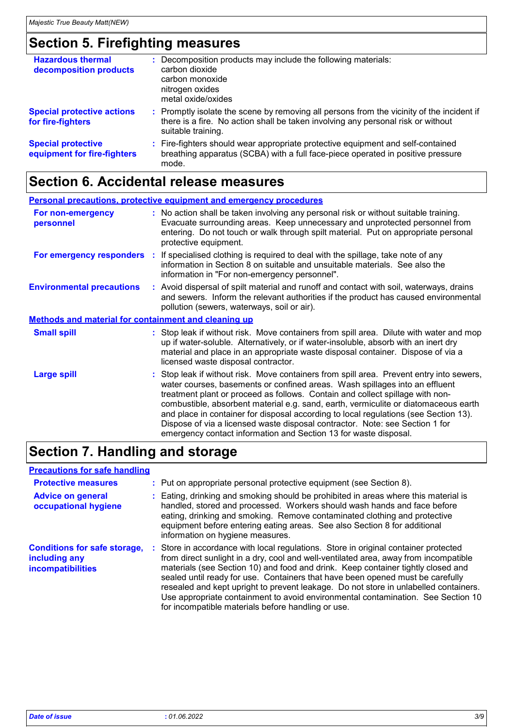## Section 5. Firefighting measures

**Hazardous thermal decomposition products** : Decomposition products may include the following materials:
carbon dioxide
carbon monoxide
nitrogen oxides
metal oxide/oxides

**Special protective actions for fire-fighters** : Promptly isolate the scene by removing all persons from the vicinity of the incident if there is a fire. No action shall be taken involving any personal risk or without suitable training.

**Special protective equipment for fire-fighters** : Fire-fighters should wear appropriate protective equipment and self-contained breathing apparatus (SCBA) with a full face-piece operated in positive pressure mode.

## Section 6. Accidental release measures

### Personal precautions, protective equipment and emergency procedures

**For non-emergency personnel** : No action shall be taken involving any personal risk or without suitable training. Evacuate surrounding areas. Keep unnecessary and unprotected personnel from entering. Do not touch or walk through spilt material. Put on appropriate personal protective equipment.

**For emergency responders** : If specialised clothing is required to deal with the spillage, take note of any information in Section 8 on suitable and unsuitable materials. See also the information in "For non-emergency personnel".

**Environmental precautions** : Avoid dispersal of spilt material and runoff and contact with soil, waterways, drains and sewers. Inform the relevant authorities if the product has caused environmental pollution (sewers, waterways, soil or air).

### Methods and material for containment and cleaning up

**Small spill** : Stop leak if without risk. Move containers from spill area. Dilute with water and mop up if water-soluble. Alternatively, or if water-insoluble, absorb with an inert dry material and place in an appropriate waste disposal container. Dispose of via a licensed waste disposal contractor.

**Large spill** : Stop leak if without risk. Move containers from spill area. Prevent entry into sewers, water courses, basements or confined areas. Wash spillages into an effluent treatment plant or proceed as follows. Contain and collect spillage with non-combustible, absorbent material e.g. sand, earth, vermiculite or diatomaceous earth and place in container for disposal according to local regulations (see Section 13). Dispose of via a licensed waste disposal contractor. Note: see Section 1 for emergency contact information and Section 13 for waste disposal.

## Section 7. Handling and storage

### Precautions for safe handling

**Protective measures** : Put on appropriate personal protective equipment (see Section 8).

**Advice on general occupational hygiene** : Eating, drinking and smoking should be prohibited in areas where this material is handled, stored and processed. Workers should wash hands and face before eating, drinking and smoking. Remove contaminated clothing and protective equipment before entering eating areas. See also Section 8 for additional information on hygiene measures.

**Conditions for safe storage, including any incompatibilities** : Store in accordance with local regulations. Store in original container protected from direct sunlight in a dry, cool and well-ventilated area, away from incompatible materials (see Section 10) and food and drink. Keep container tightly closed and sealed until ready for use. Containers that have been opened must be carefully resealed and kept upright to prevent leakage. Do not store in unlabelled containers. Use appropriate containment to avoid environmental contamination. See Section 10 for incompatible materials before handling or use.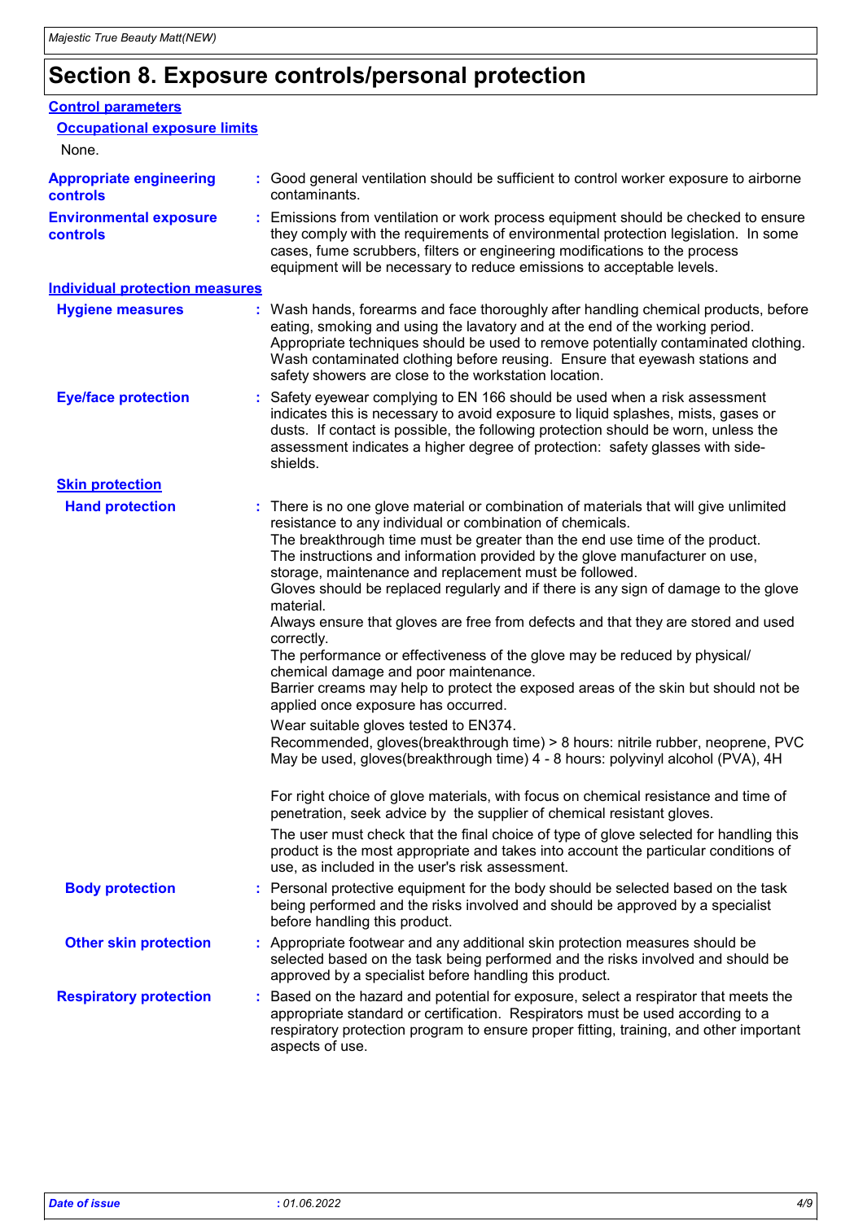# Section 8. Exposure controls/personal protection

## Control parameters

### Occupational exposure limits

None.

**Appropriate engineering controls** : Good general ventilation should be sufficient to control worker exposure to airborne contaminants.

**Environmental exposure controls** : Emissions from ventilation or work process equipment should be checked to ensure they comply with the requirements of environmental protection legislation. In some cases, fume scrubbers, filters or engineering modifications to the process equipment will be necessary to reduce emissions to acceptable levels.

## Individual protection measures

**Hygiene measures** : Wash hands, forearms and face thoroughly after handling chemical products, before eating, smoking and using the lavatory and at the end of the working period. Appropriate techniques should be used to remove potentially contaminated clothing. Wash contaminated clothing before reusing. Ensure that eyewash stations and safety showers are close to the workstation location.

**Eye/face protection** : Safety eyewear complying to EN 166 should be used when a risk assessment indicates this is necessary to avoid exposure to liquid splashes, mists, gases or dusts. If contact is possible, the following protection should be worn, unless the assessment indicates a higher degree of protection: safety glasses with side-shields.

### Skin protection

**Hand protection** : There is no one glove material or combination of materials that will give unlimited resistance to any individual or combination of chemicals.
The breakthrough time must be greater than the end use time of the product.
The instructions and information provided by the glove manufacturer on use, storage, maintenance and replacement must be followed.
Gloves should be replaced regularly and if there is any sign of damage to the glove material.
Always ensure that gloves are free from defects and that they are stored and used correctly.
The performance or effectiveness of the glove may be reduced by physical/ chemical damage and poor maintenance.
Barrier creams may help to protect the exposed areas of the skin but should not be applied once exposure has occurred.

Wear suitable gloves tested to EN374.
Recommended, gloves(breakthrough time) > 8 hours: nitrile rubber, neoprene, PVC
May be used, gloves(breakthrough time) 4 - 8 hours: polyvinyl alcohol (PVA), 4H

For right choice of glove materials, with focus on chemical resistance and time of penetration, seek advice by the supplier of chemical resistant gloves.

The user must check that the final choice of type of glove selected for handling this product is the most appropriate and takes into account the particular conditions of use, as included in the user's risk assessment.

**Body protection** : Personal protective equipment for the body should be selected based on the task being performed and the risks involved and should be approved by a specialist before handling this product.

**Other skin protection** : Appropriate footwear and any additional skin protection measures should be selected based on the task being performed and the risks involved and should be approved by a specialist before handling this product.

**Respiratory protection** : Based on the hazard and potential for exposure, select a respirator that meets the appropriate standard or certification. Respirators must be used according to a respiratory protection program to ensure proper fitting, training, and other important aspects of use.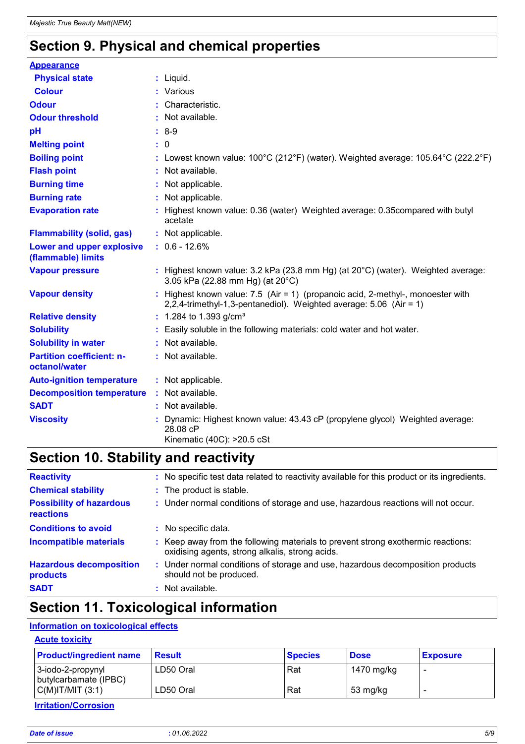# Section 9. Physical and chemical properties

**Appearance**

| | |
|---|---|
| **Physical state** | : Liquid. |
| **Colour** | : Various |
| **Odour** | : Characteristic. |
| **Odour threshold** | : Not available. |
| **pH** | : 8-9 |
| **Melting point** | : 0 |
| **Boiling point** | : Lowest known value: 100°C (212°F) (water). Weighted average: 105.64°C (222.2°F) |
| **Flash point** | : Not available. |
| **Burning time** | : Not applicable. |
| **Burning rate** | : Not applicable. |
| **Evaporation rate** | : Highest known value: 0.36 (water) Weighted average: 0.35compared with butyl acetate |
| **Flammability (solid, gas)** | : Not applicable. |
| **Lower and upper explosive (flammable) limits** | : 0.6 - 12.6% |
| **Vapour pressure** | : Highest known value: 3.2 kPa (23.8 mm Hg) (at 20°C) (water). Weighted average: 3.05 kPa (22.88 mm Hg) (at 20°C) |
| **Vapour density** | : Highest known value: 7.5 (Air = 1) (propanoic acid, 2-methyl-, monoester with 2,2,4-trimethyl-1,3-pentanediol). Weighted average: 5.06 (Air = 1) |
| **Relative density** | : 1.284 to 1.393 g/cm³ |
| **Solubility** | : Easily soluble in the following materials: cold water and hot water. |
| **Solubility in water** | : Not available. |
| **Partition coefficient: n-octanol/water** | : Not available. |
| **Auto-ignition temperature** | : Not applicable. |
| **Decomposition temperature** | : Not available. |
| **SADT** | : Not available. |
| **Viscosity** | : Dynamic: Highest known value: 43.43 cP (propylene glycol) Weighted average: 28.08 cP<br>Kinematic (40C): >20.5 cSt |

# Section 10. Stability and reactivity

| | |
|---|---|
| **Reactivity** | : No specific test data related to reactivity available for this product or its ingredients. |
| **Chemical stability** | : The product is stable. |
| **Possibility of hazardous reactions** | : Under normal conditions of storage and use, hazardous reactions will not occur. |
| **Conditions to avoid** | : No specific data. |
| **Incompatible materials** | : Keep away from the following materials to prevent strong exothermic reactions: oxidising agents, strong alkalis, strong acids. |
| **Hazardous decomposition products** | : Under normal conditions of storage and use, hazardous decomposition products should not be produced. |
| **SADT** | : Not available. |

# Section 11. Toxicological information

**Information on toxicological effects**

**Acute toxicity**

| Product/ingredient name | Result | Species | Dose | Exposure |
|---|---|---|---|---|
| 3-iodo-2-propynyl butylcarbamate (IPBC) | LD50 Oral | Rat | 1470 mg/kg | - |
| C(M)IT/MIT (3:1) | LD50 Oral | Rat | 53 mg/kg | - |

**Irritation/Corrosion**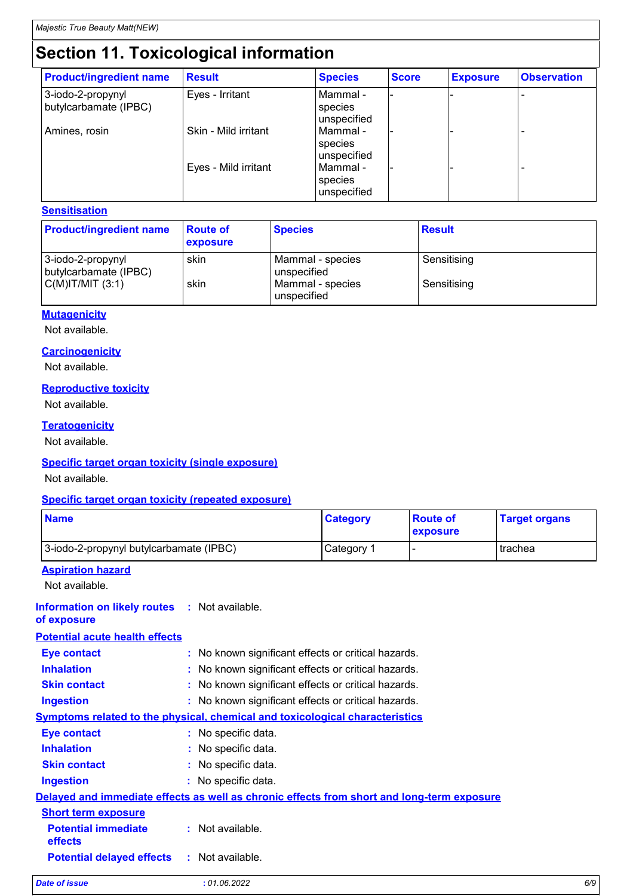## Section 11. Toxicological information

| Product/ingredient name | Result | Species | Score | Exposure | Observation |
|---|---|---|---|---|---|
| 3-iodo-2-propynyl butylcarbamate (IPBC) | Eyes - Irritant | Mammal - species unspecified | - | - | - |
| Amines, rosin | Skin - Mild irritant | Mammal - species unspecified | - | - | - |
| | Eyes - Mild irritant | Mammal - species unspecified | - | - | - |

### Sensitisation

| Product/ingredient name | Route of exposure | Species | Result |
|---|---|---|---|
| 3-iodo-2-propynyl butylcarbamate (IPBC) | skin | Mammal - species unspecified | Sensitising |
| C(M)IT/MIT (3:1) | skin | Mammal - species unspecified | Sensitising |

### Mutagenicity

Not available.

### Carcinogenicity

Not available.

### Reproductive toxicity

Not available.

### Teratogenicity

Not available.

### Specific target organ toxicity (single exposure)

Not available.

### Specific target organ toxicity (repeated exposure)

| Name | Category | Route of exposure | Target organs |
|---|---|---|---|
| 3-iodo-2-propynyl butylcarbamate (IPBC) | Category 1 | - | trachea |

### Aspiration hazard

Not available.

**Information on likely routes of exposure** : Not available.

### Potential acute health effects

**Eye contact** : No known significant effects or critical hazards.
**Inhalation** : No known significant effects or critical hazards.
**Skin contact** : No known significant effects or critical hazards.
**Ingestion** : No known significant effects or critical hazards.

### Symptoms related to the physical, chemical and toxicological characteristics

**Eye contact** : No specific data.
**Inhalation** : No specific data.
**Skin contact** : No specific data.
**Ingestion** : No specific data.

### Delayed and immediate effects as well as chronic effects from short and long-term exposure

#### Short term exposure

**Potential immediate effects** : Not available.
**Potential delayed effects** : Not available.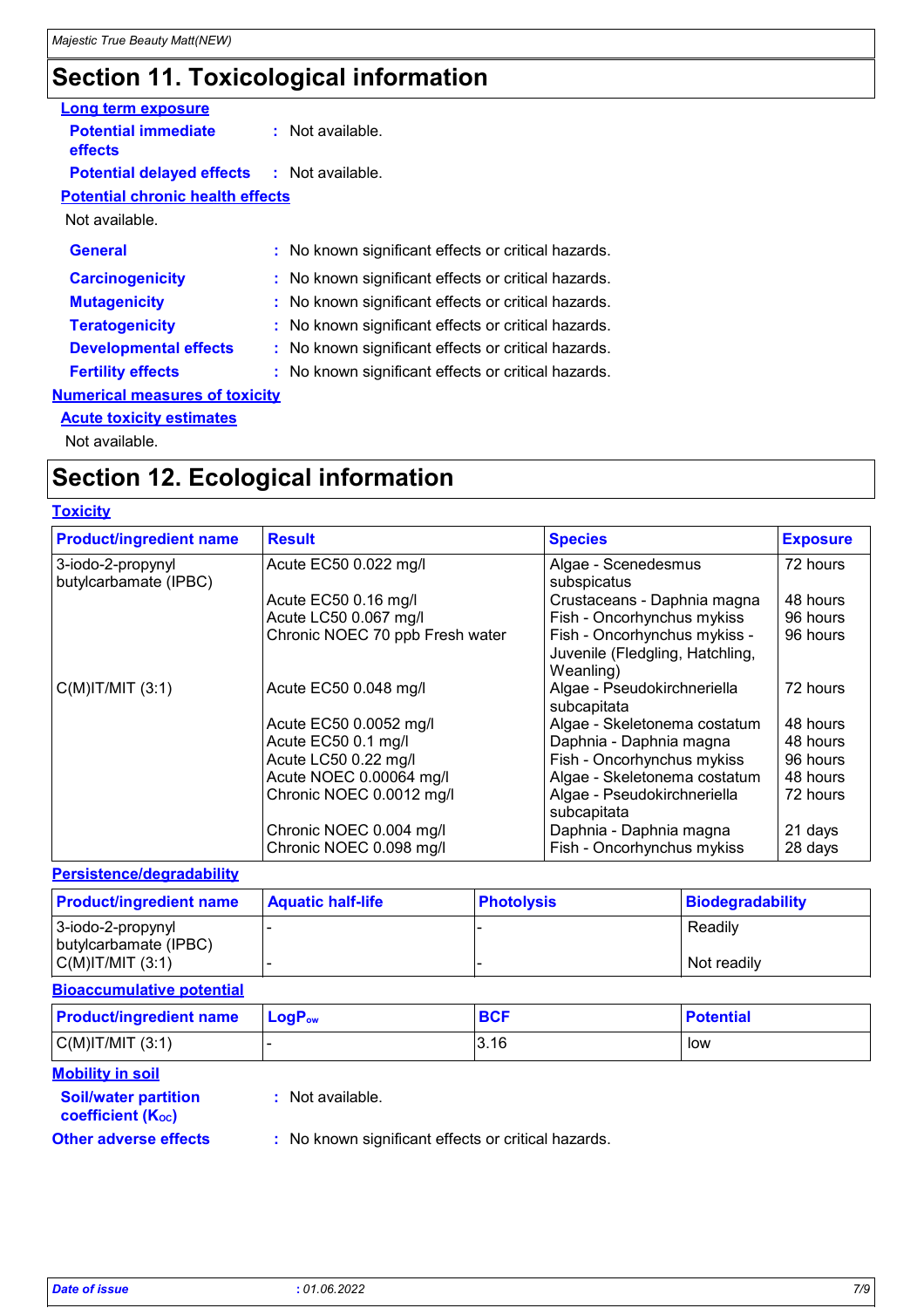# Section 11. Toxicological information

**Long term exposure**

**Potential immediate effects** : Not available.

**Potential delayed effects** : Not available.

**Potential chronic health effects**

Not available.

**General** : No known significant effects or critical hazards.

**Carcinogenicity** : No known significant effects or critical hazards.

**Mutagenicity** : No known significant effects or critical hazards.

**Teratogenicity** : No known significant effects or critical hazards.

**Developmental effects** : No known significant effects or critical hazards.

**Fertility effects** : No known significant effects or critical hazards.

**Numerical measures of toxicity**

**Acute toxicity estimates**

Not available.

# Section 12. Ecological information

**Toxicity**

| Product/ingredient name | Result | Species | Exposure |
|---|---|---|---|
| 3-iodo-2-propynyl butylcarbamate (IPBC) | Acute EC50 0.022 mg/l | Algae - Scenedesmus subspicatus | 72 hours |
| | Acute EC50 0.16 mg/l | Crustaceans - Daphnia magna | 48 hours |
| | Acute LC50 0.067 mg/l | Fish - Oncorhynchus mykiss | 96 hours |
| | Chronic NOEC 70 ppb Fresh water | Fish - Oncorhynchus mykiss - Juvenile (Fledgling, Hatchling, Weanling) | 96 hours |
| C(M)IT/MIT (3:1) | Acute EC50 0.048 mg/l | Algae - Pseudokirchneriella subcapitata | 72 hours |
| | Acute EC50 0.0052 mg/l | Algae - Skeletonema costatum | 48 hours |
| | Acute EC50 0.1 mg/l | Daphnia - Daphnia magna | 48 hours |
| | Acute LC50 0.22 mg/l | Fish - Oncorhynchus mykiss | 96 hours |
| | Acute NOEC 0.00064 mg/l | Algae - Skeletonema costatum | 48 hours |
| | Chronic NOEC 0.0012 mg/l | Algae - Pseudokirchneriella subcapitata | 72 hours |
| | Chronic NOEC 0.004 mg/l | Daphnia - Daphnia magna | 21 days |
| | Chronic NOEC 0.098 mg/l | Fish - Oncorhynchus mykiss | 28 days |

**Persistence/degradability**

| Product/ingredient name | Aquatic half-life | Photolysis | Biodegradability |
|---|---|---|---|
| 3-iodo-2-propynyl butylcarbamate (IPBC) | - | - | Readily |
| C(M)IT/MIT (3:1) | - | - | Not readily |

**Bioaccumulative potential**

| Product/ingredient name | $LogP_{ow}$ | BCF | Potential |
|---|---|---|---|
| C(M)IT/MIT (3:1) | - | 3.16 | low |

**Mobility in soil**

**Soil/water partition coefficient ($K_{OC}$)** : Not available.

**Other adverse effects** : No known significant effects or critical hazards.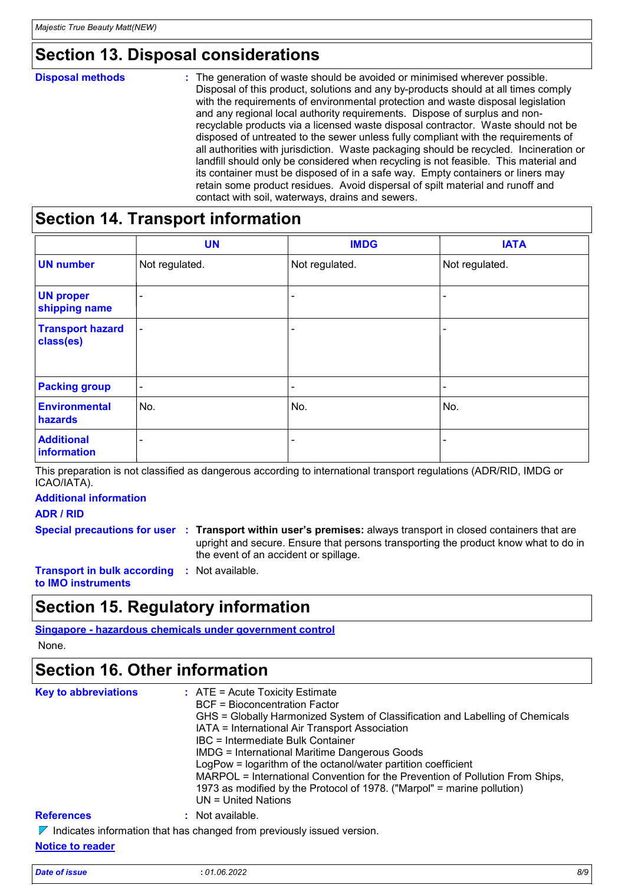## Section 13. Disposal considerations

**Disposal methods** : The generation of waste should be avoided or minimised wherever possible. Disposal of this product, solutions and any by-products should at all times comply with the requirements of environmental protection and waste disposal legislation and any regional local authority requirements. Dispose of surplus and non-recyclable products via a licensed waste disposal contractor. Waste should not be disposed of untreated to the sewer unless fully compliant with the requirements of all authorities with jurisdiction. Waste packaging should be recycled. Incineration or landfill should only be considered when recycling is not feasible. This material and its container must be disposed of in a safe way. Empty containers or liners may retain some product residues. Avoid dispersal of spilt material and runoff and contact with soil, waterways, drains and sewers.

## Section 14. Transport information

| | UN | IMDG | IATA |
|---|---|---|---|
| **UN number** | Not regulated. | Not regulated. | Not regulated. |
| **UN proper shipping name** | - | - | - |
| **Transport hazard class(es)** | - | - | - |
| **Packing group** | - | - | - |
| **Environmental hazards** | No. | No. | No. |
| **Additional information** | - | - | - |

This preparation is not classified as dangerous according to international transport regulations (ADR/RID, IMDG or ICAO/IATA).

**Additional information**

**ADR / RID**

**Special precautions for user** : **Transport within user's premises:** always transport in closed containers that are upright and secure. Ensure that persons transporting the product know what to do in the event of an accident or spillage.

**Transport in bulk according to IMO instruments** : Not available.

## Section 15. Regulatory information

**Singapore - hazardous chemicals under government control**

None.

## Section 16. Other information

**Key to abbreviations** : ATE = Acute Toxicity Estimate
BCF = Bioconcentration Factor
GHS = Globally Harmonized System of Classification and Labelling of Chemicals
IATA = International Air Transport Association
IBC = Intermediate Bulk Container
IMDG = International Maritime Dangerous Goods
LogPow = logarithm of the octanol/water partition coefficient
MARPOL = International Convention for the Prevention of Pollution From Ships, 1973 as modified by the Protocol of 1978. ("Marpol" = marine pollution)
UN = United Nations

**References** : Not available.

Indicates information that has changed from previously issued version.

**Notice to reader**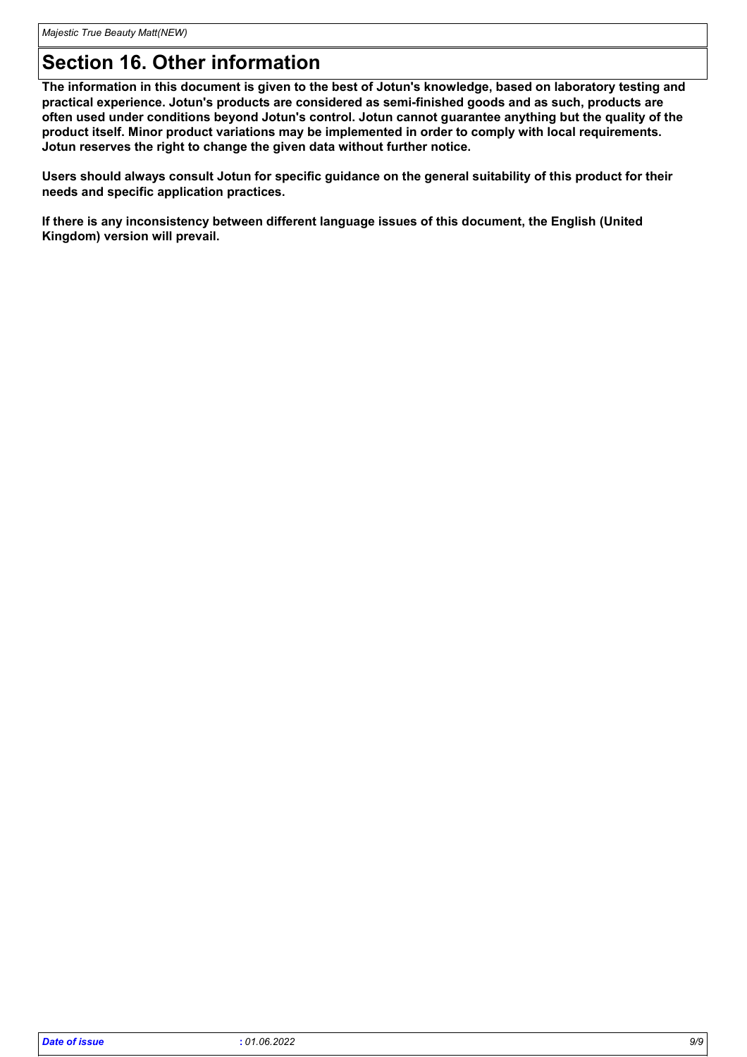# Section 16. Other information

**The information in this document is given to the best of Jotun's knowledge, based on laboratory testing and practical experience. Jotun's products are considered as semi-finished goods and as such, products are often used under conditions beyond Jotun's control. Jotun cannot guarantee anything but the quality of the product itself. Minor product variations may be implemented in order to comply with local requirements. Jotun reserves the right to change the given data without further notice.**

**Users should always consult Jotun for specific guidance on the general suitability of this product for their needs and specific application practices.**

**If there is any inconsistency between different language issues of this document, the English (United Kingdom) version will prevail.**